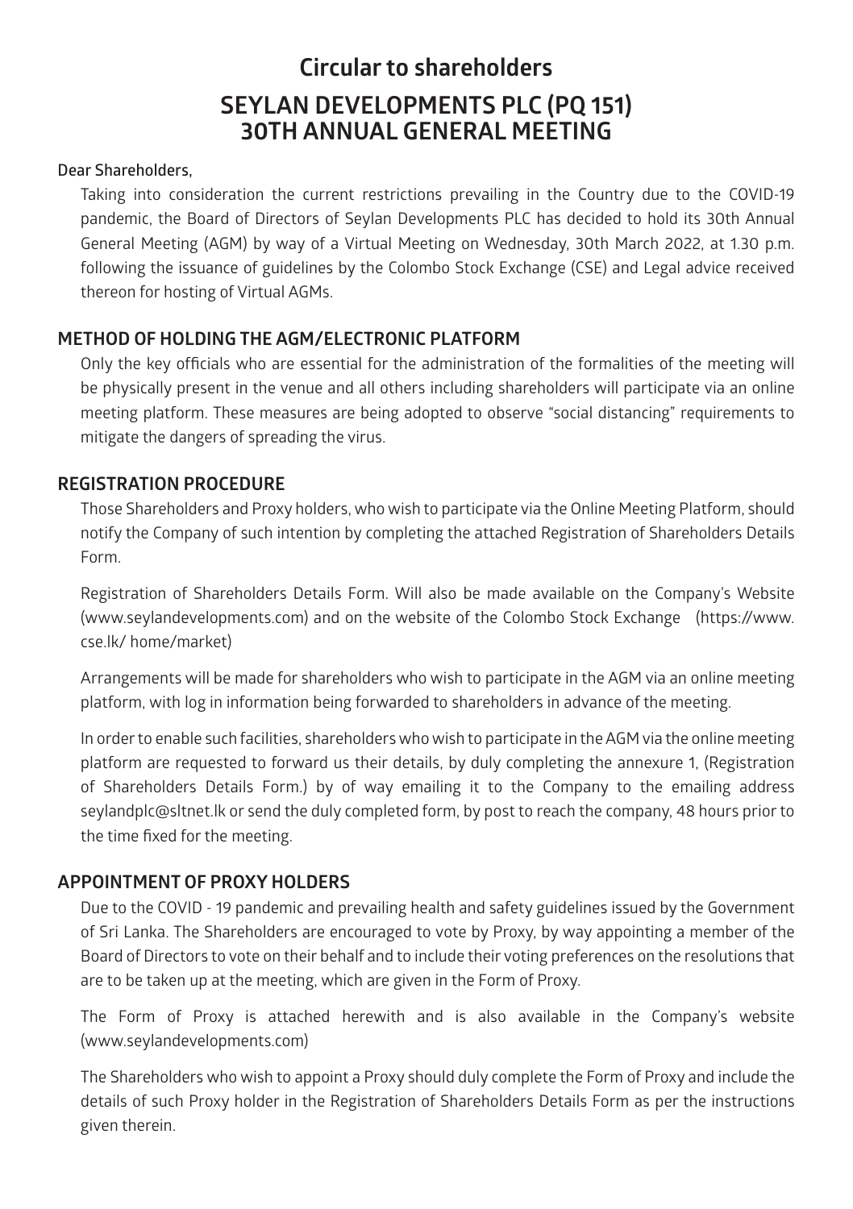# Circular to shareholders

# SEYLAN DEVELOPMENTS PLC (PQ 151)
# 30TH ANNUAL GENERAL MEETING

Dear Shareholders,

Taking into consideration the current restrictions prevailing in the Country due to the COVID-19 pandemic, the Board of Directors of Seylan Developments PLC has decided to hold its 30th Annual General Meeting (AGM) by way of a Virtual Meeting on Wednesday, 30th March 2022, at 1.30 p.m. following the issuance of guidelines by the Colombo Stock Exchange (CSE) and Legal advice received thereon for hosting of Virtual AGMs.

## METHOD OF HOLDING THE AGM/ELECTRONIC PLATFORM

Only the key officials who are essential for the administration of the formalities of the meeting will be physically present in the venue and all others including shareholders will participate via an online meeting platform. These measures are being adopted to observe "social distancing" requirements to mitigate the dangers of spreading the virus.

## REGISTRATION PROCEDURE

Those Shareholders and Proxy holders, who wish to participate via the Online Meeting Platform, should notify the Company of such intention by completing the attached Registration of Shareholders Details Form.

Registration of Shareholders Details Form. Will also be made available on the Company's Website (www.seylandevelopments.com) and on the website of the Colombo Stock Exchange (https://www.cse.lk/ home/market)

Arrangements will be made for shareholders who wish to participate in the AGM via an online meeting platform, with log in information being forwarded to shareholders in advance of the meeting.

In order to enable such facilities, shareholders who wish to participate in the AGM via the online meeting platform are requested to forward us their details, by duly completing the annexure 1, (Registration of Shareholders Details Form.) by of way emailing it to the Company to the emailing address seylandplc@sltnet.lk or send the duly completed form, by post to reach the company, 48 hours prior to the time fixed for the meeting.

## APPOINTMENT OF PROXY HOLDERS

Due to the COVID - 19 pandemic and prevailing health and safety guidelines issued by the Government of Sri Lanka. The Shareholders are encouraged to vote by Proxy, by way appointing a member of the Board of Directors to vote on their behalf and to include their voting preferences on the resolutions that are to be taken up at the meeting, which are given in the Form of Proxy.

The Form of Proxy is attached herewith and is also available in the Company's website (www.seylandevelopments.com)

The Shareholders who wish to appoint a Proxy should duly complete the Form of Proxy and include the details of such Proxy holder in the Registration of Shareholders Details Form as per the instructions given therein.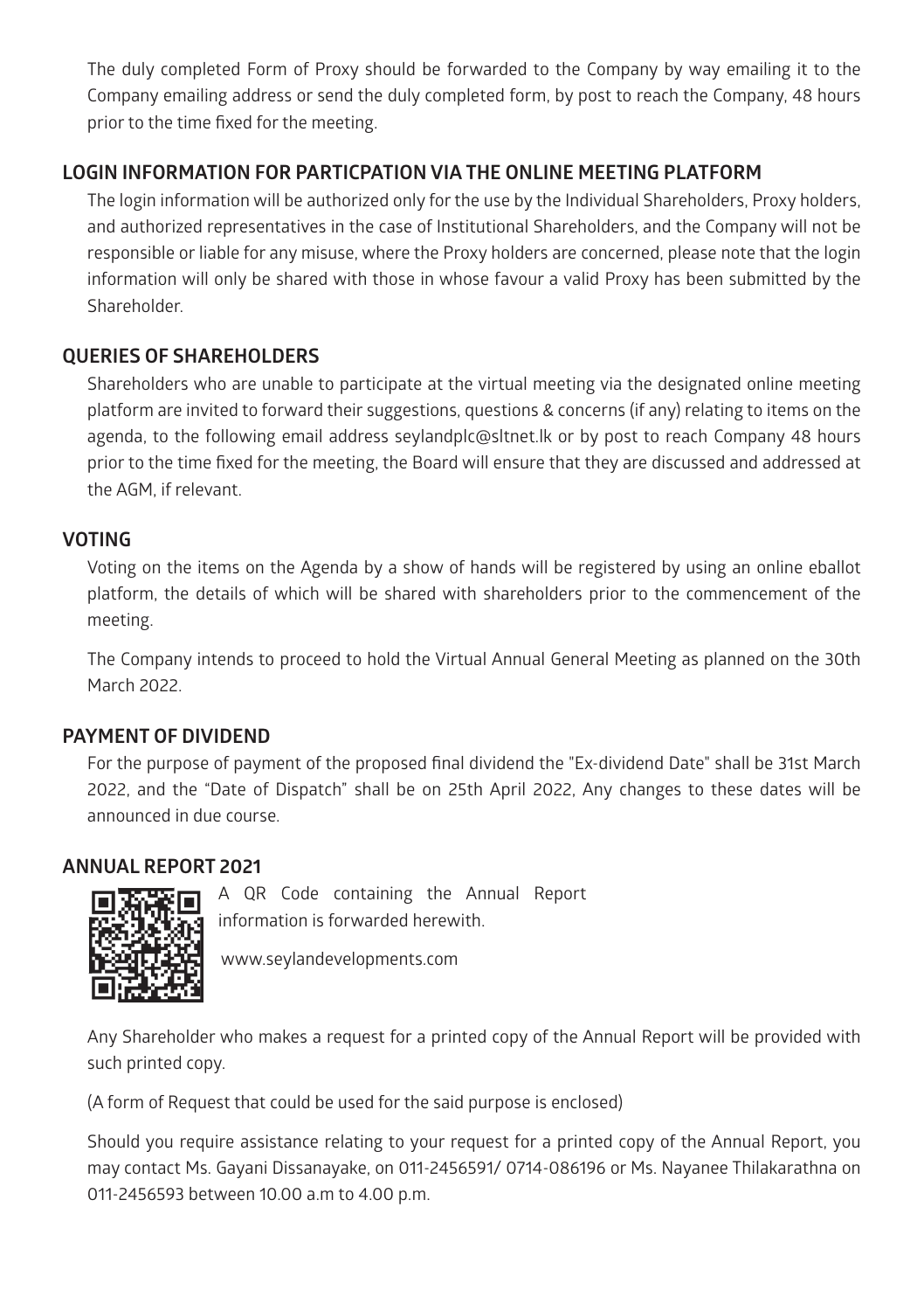The duly completed Form of Proxy should be forwarded to the Company by way emailing it to the Company emailing address or send the duly completed form, by post to reach the Company, 48 hours prior to the time fixed for the meeting.

## LOGIN INFORMATION FOR PARTICPATION VIA THE ONLINE MEETING PLATFORM

The login information will be authorized only for the use by the Individual Shareholders, Proxy holders, and authorized representatives in the case of Institutional Shareholders, and the Company will not be responsible or liable for any misuse, where the Proxy holders are concerned, please note that the login information will only be shared with those in whose favour a valid Proxy has been submitted by the Shareholder.

## QUERIES OF SHAREHOLDERS

Shareholders who are unable to participate at the virtual meeting via the designated online meeting platform are invited to forward their suggestions, questions & concerns (if any) relating to items on the agenda, to the following email address seylandplc@sltnet.lk or by post to reach Company 48 hours prior to the time fixed for the meeting, the Board will ensure that they are discussed and addressed at the AGM, if relevant.

## VOTING

Voting on the items on the Agenda by a show of hands will be registered by using an online eballot platform, the details of which will be shared with shareholders prior to the commencement of the meeting.

The Company intends to proceed to hold the Virtual Annual General Meeting as planned on the 30th March 2022.

## PAYMENT OF DIVIDEND

For the purpose of payment of the proposed final dividend the "Ex-dividend Date" shall be 31st March 2022, and the "Date of Dispatch" shall be on 25th April 2022, Any changes to these dates will be announced in due course.

## ANNUAL REPORT 2021

A QR Code containing the Annual Report information is forwarded herewith.

www.seylandevelopments.com

Any Shareholder who makes a request for a printed copy of the Annual Report will be provided with such printed copy.

(A form of Request that could be used for the said purpose is enclosed)

Should you require assistance relating to your request for a printed copy of the Annual Report, you may contact Ms. Gayani Dissanayake, on 011-2456591/ 0714-086196 or Ms. Nayanee Thilakarathna on 011-2456593 between 10.00 a.m to 4.00 p.m.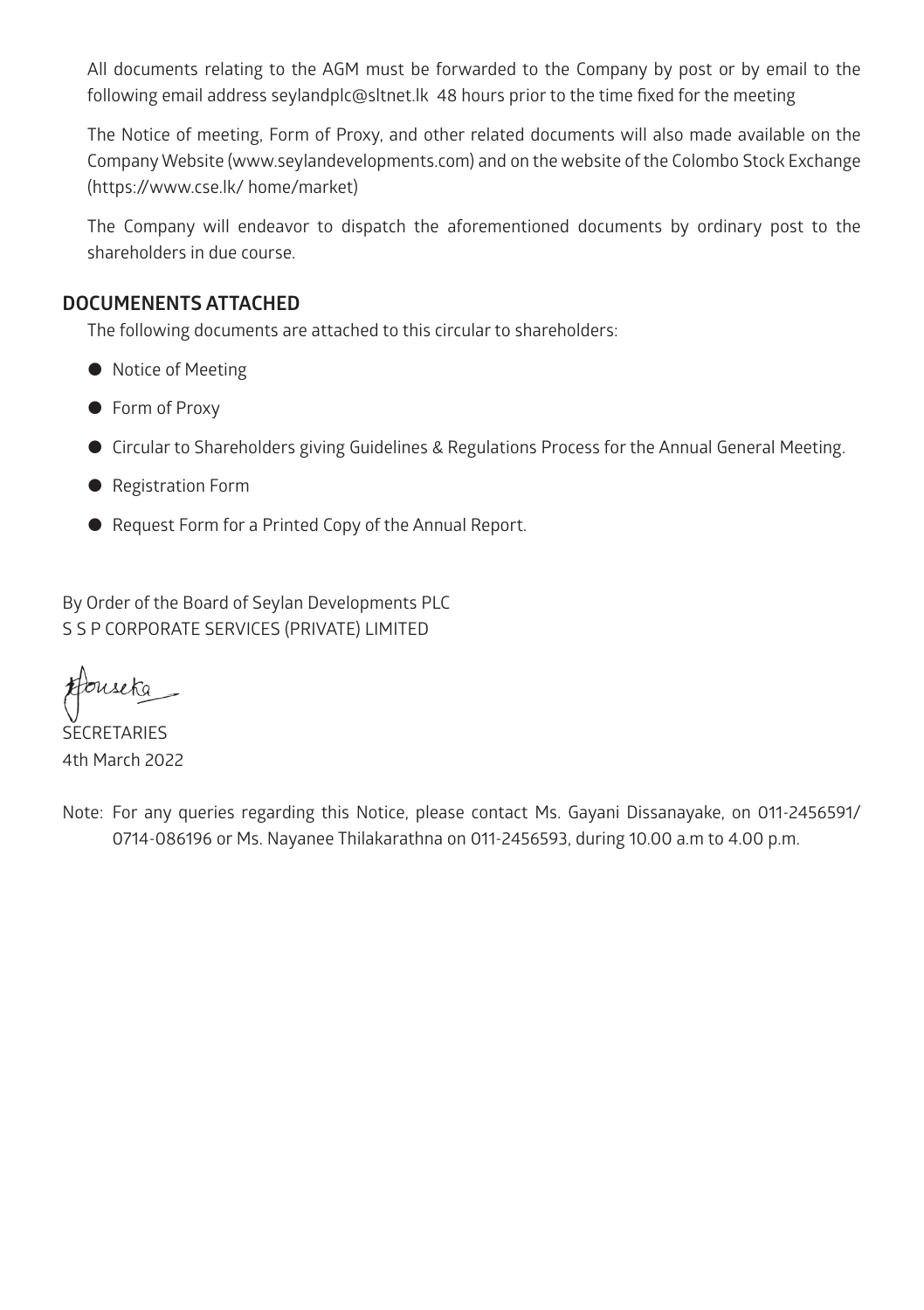All documents relating to the AGM must be forwarded to the Company by post or by email to the following email address seylandplc@sltnet.lk 48 hours prior to the time fixed for the meeting

The Notice of meeting, Form of Proxy, and other related documents will also made available on the Company Website (www.seylandevelopments.com) and on the website of the Colombo Stock Exchange (https://www.cse.lk/ home/market)

The Company will endeavor to dispatch the aforementioned documents by ordinary post to the shareholders in due course.

## DOCUMENENTS ATTACHED

The following documents are attached to this circular to shareholders:

- Notice of Meeting
- Form of Proxy
- Circular to Shareholders giving Guidelines & Regulations Process for the Annual General Meeting.
- Registration Form
- Request Form for a Printed Copy of the Annual Report.

By Order of the Board of Seylan Developments PLC
S S P CORPORATE SERVICES (PRIVATE) LIMITED

SECRETARIES
4th March 2022

Note: For any queries regarding this Notice, please contact Ms. Gayani Dissanayake, on 011-2456591/ 0714-086196 or Ms. Nayanee Thilakarathna on 011-2456593, during 10.00 a.m to 4.00 p.m.